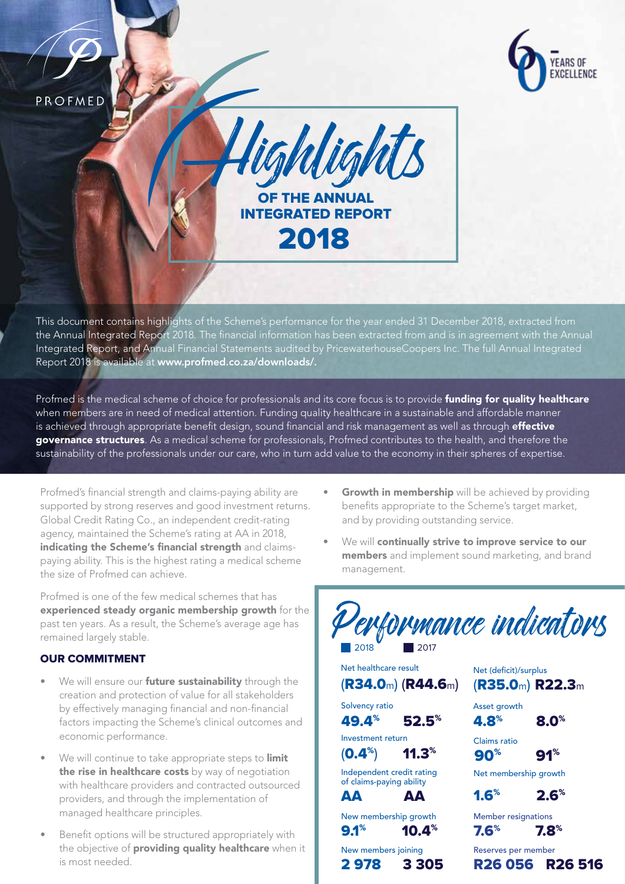PROFMED

60 YEARS OF EXCELLENCE

# Highlights OF THE ANNUAL INTEGRATED REPORT 2018

This document contains highlights of the Scheme's performance for the year ended 31 December 2018, extracted from the Annual Integrated Report 2018. The financial information has been extracted from and is in agreement with the Annual Integrated Report, and Annual Financial Statements audited by PricewaterhouseCoopers Inc. The full Annual Integrated Report 2018 is available at **www.profmed.co.za/downloads/.**

Profmed is the medical scheme of choice for professionals and its core focus is to provide **funding for quality healthcare** when members are in need of medical attention. Funding quality healthcare in a sustainable and affordable manner is achieved through appropriate benefit design, sound financial and risk management as well as through **effective governance structures**. As a medical scheme for professionals, Profmed contributes to the health, and therefore the sustainability of the professionals under our care, who in turn add value to the economy in their spheres of expertise.

Profmed's financial strength and claims-paying ability are supported by strong reserves and good investment returns. Global Credit Rating Co., an independent credit-rating agency, maintained the Scheme's rating at AA in 2018, **indicating the Scheme's financial strength** and claims-paying ability. This is the highest rating a medical scheme the size of Profmed can achieve.

Profmed is one of the few medical schemes that has **experienced steady organic membership growth** for the past ten years. As a result, the Scheme's average age has remained largely stable.

## OUR COMMITMENT

- We will ensure our **future sustainability** through the creation and protection of value for all stakeholders by effectively managing financial and non-financial factors impacting the Scheme's clinical outcomes and economic performance.
- We will continue to take appropriate steps to **limit the rise in healthcare costs** by way of negotiation with healthcare providers and contracted outsourced providers, and through the implementation of managed healthcare principles.
- Benefit options will be structured appropriately with the objective of **providing quality healthcare** when it is most needed.
- **Growth in membership** will be achieved by providing benefits appropriate to the Scheme's target market, and by providing outstanding service.
- We will **continually strive to improve service to our members** and implement sound marketing, and brand management.

## Performance indicators

| Indicator | 2018 | 2017 |
|---|---|---|
| Net healthcare result | (R34.0m) | (R44.6m) |
| Solvency ratio | 49.4% | 52.5% |
| Investment return | (0.4%) | 11.3% |
| Independent credit rating of claims-paying ability | AA | AA |
| New membership growth | 9.1% | 10.4% |
| New members joining | 2 978 | 3 305 |
| Net (deficit)/surplus | (R35.0m) | R22.3m |
| Asset growth | 4.8% | 8.0% |
| Claims ratio | 90% | 91% |
| Net membership growth | 1.6% | 2.6% |
| Member resignations | 7.6% | 7.8% |
| Reserves per member | R26 056 | R26 516 |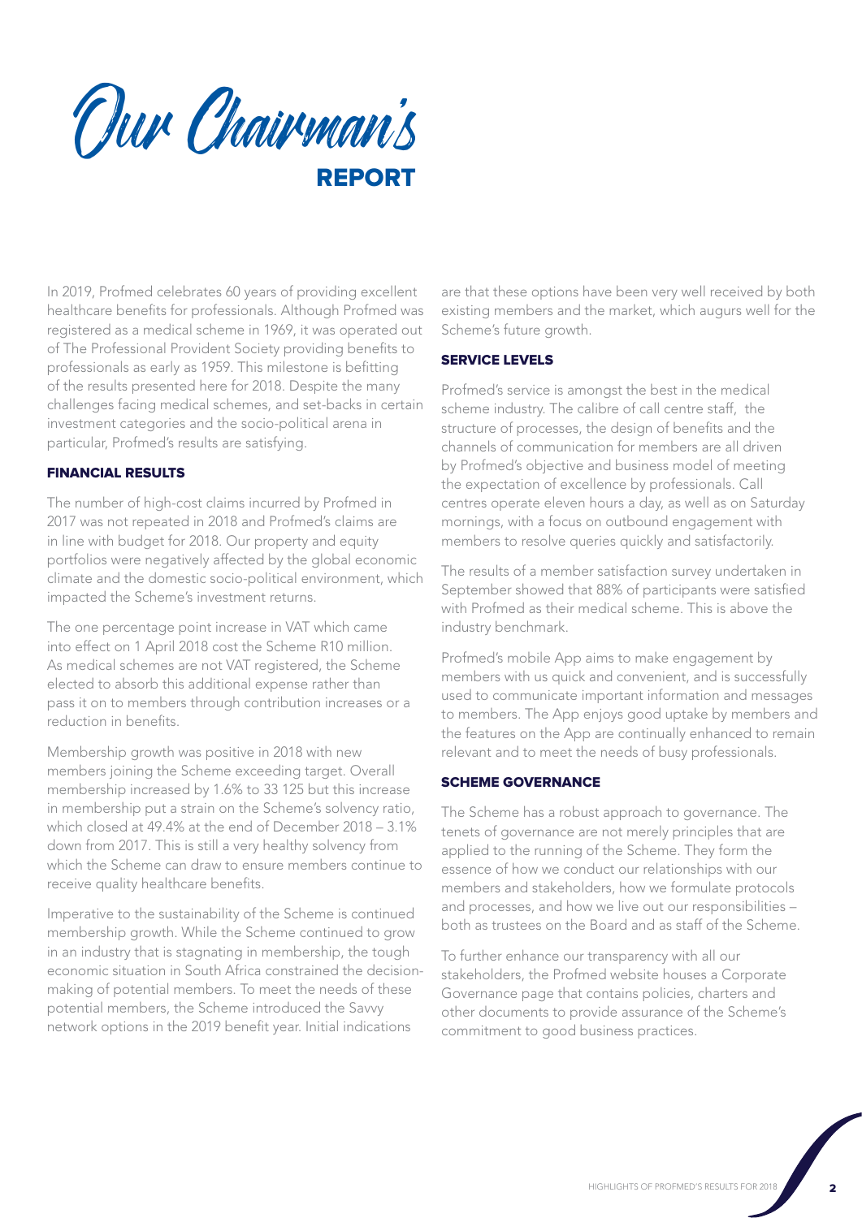# Our Chairman's REPORT

In 2019, Profmed celebrates 60 years of providing excellent healthcare benefits for professionals. Although Profmed was registered as a medical scheme in 1969, it was operated out of The Professional Provident Society providing benefits to professionals as early as 1959. This milestone is befitting of the results presented here for 2018. Despite the many challenges facing medical schemes, and set-backs in certain investment categories and the socio-political arena in particular, Profmed's results are satisfying.

## FINANCIAL RESULTS

The number of high-cost claims incurred by Profmed in 2017 was not repeated in 2018 and Profmed's claims are in line with budget for 2018. Our property and equity portfolios were negatively affected by the global economic climate and the domestic socio-political environment, which impacted the Scheme's investment returns.

The one percentage point increase in VAT which came into effect on 1 April 2018 cost the Scheme R10 million. As medical schemes are not VAT registered, the Scheme elected to absorb this additional expense rather than pass it on to members through contribution increases or a reduction in benefits.

Membership growth was positive in 2018 with new members joining the Scheme exceeding target. Overall membership increased by 1.6% to 33 125 but this increase in membership put a strain on the Scheme's solvency ratio, which closed at 49.4% at the end of December 2018 – 3.1% down from 2017. This is still a very healthy solvency from which the Scheme can draw to ensure members continue to receive quality healthcare benefits.

Imperative to the sustainability of the Scheme is continued membership growth. While the Scheme continued to grow in an industry that is stagnating in membership, the tough economic situation in South Africa constrained the decision-making of potential members. To meet the needs of these potential members, the Scheme introduced the Savvy network options in the 2019 benefit year. Initial indications are that these options have been very well received by both existing members and the market, which augurs well for the Scheme's future growth.

## SERVICE LEVELS

Profmed's service is amongst the best in the medical scheme industry. The calibre of call centre staff, the structure of processes, the design of benefits and the channels of communication for members are all driven by Profmed's objective and business model of meeting the expectation of excellence by professionals. Call centres operate eleven hours a day, as well as on Saturday mornings, with a focus on outbound engagement with members to resolve queries quickly and satisfactorily.

The results of a member satisfaction survey undertaken in September showed that 88% of participants were satisfied with Profmed as their medical scheme. This is above the industry benchmark.

Profmed's mobile App aims to make engagement by members with us quick and convenient, and is successfully used to communicate important information and messages to members. The App enjoys good uptake by members and the features on the App are continually enhanced to remain relevant and to meet the needs of busy professionals.

## SCHEME GOVERNANCE

The Scheme has a robust approach to governance. The tenets of governance are not merely principles that are applied to the running of the Scheme. They form the essence of how we conduct our relationships with our members and stakeholders, how we formulate protocols and processes, and how we live out our responsibilities – both as trustees on the Board and as staff of the Scheme.

To further enhance our transparency with all our stakeholders, the Profmed website houses a Corporate Governance page that contains policies, charters and other documents to provide assurance of the Scheme's commitment to good business practices.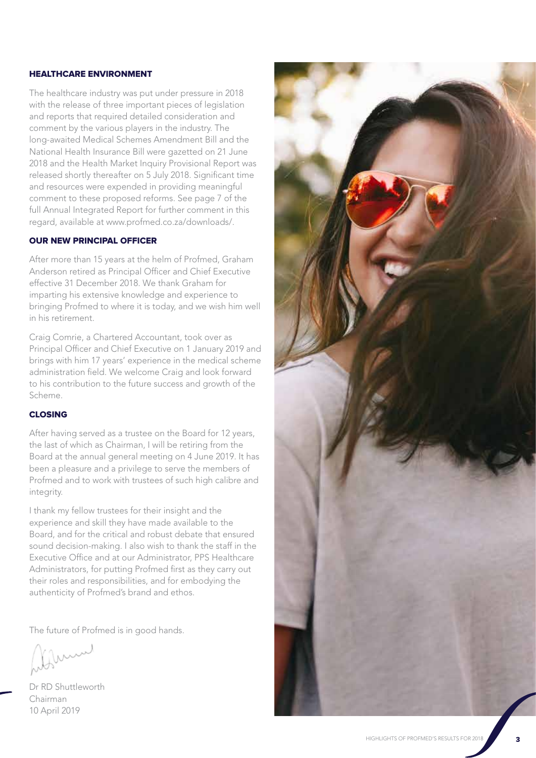### HEALTHCARE ENVIRONMENT

The healthcare industry was put under pressure in 2018 with the release of three important pieces of legislation and reports that required detailed consideration and comment by the various players in the industry. The long-awaited Medical Schemes Amendment Bill and the National Health Insurance Bill were gazetted on 21 June 2018 and the Health Market Inquiry Provisional Report was released shortly thereafter on 5 July 2018. Significant time and resources were expended in providing meaningful comment to these proposed reforms. See page 7 of the full Annual Integrated Report for further comment in this regard, available at www.profmed.co.za/downloads/.

### OUR NEW PRINCIPAL OFFICER

After more than 15 years at the helm of Profmed, Graham Anderson retired as Principal Officer and Chief Executive effective 31 December 2018. We thank Graham for imparting his extensive knowledge and experience to bringing Profmed to where it is today, and we wish him well in his retirement.

Craig Comrie, a Chartered Accountant, took over as Principal Officer and Chief Executive on 1 January 2019 and brings with him 17 years' experience in the medical scheme administration field. We welcome Craig and look forward to his contribution to the future success and growth of the Scheme.

### CLOSING

After having served as a trustee on the Board for 12 years, the last of which as Chairman, I will be retiring from the Board at the annual general meeting on 4 June 2019. It has been a pleasure and a privilege to serve the members of Profmed and to work with trustees of such high calibre and integrity.

I thank my fellow trustees for their insight and the experience and skill they have made available to the Board, and for the critical and robust debate that ensured sound decision-making. I also wish to thank the staff in the Executive Office and at our Administrator, PPS Healthcare Administrators, for putting Profmed first as they carry out their roles and responsibilities, and for embodying the authenticity of Profmed's brand and ethos.

The future of Profmed is in good hands.

Dr RD Shuttleworth
Chairman
10 April 2019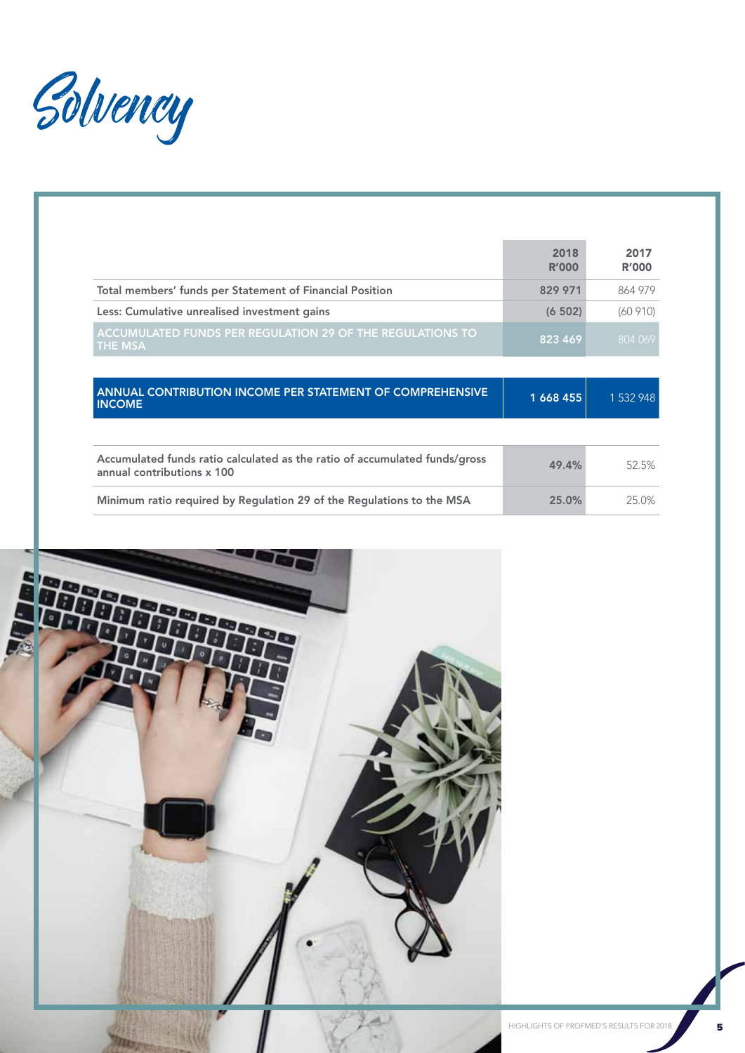# Solvency

| | 2018 R'000 | 2017 R'000 |
|---|---|---|
| Total members' funds per Statement of Financial Position | 829 971 | 864 979 |
| Less: Cumulative unrealised investment gains | (6 502) | (60 910) |
| **ACCUMULATED FUNDS PER REGULATION 29 OF THE REGULATIONS TO THE MSA** | **823 469** | 804 069 |
| **ANNUAL CONTRIBUTION INCOME PER STATEMENT OF COMPREHENSIVE INCOME** | **1 668 455** | 1 532 948 |
| Accumulated funds ratio calculated as the ratio of accumulated funds/gross annual contributions x 100 | 49.4% | 52.5% |
| Minimum ratio required by Regulation 29 of the Regulations to the MSA | 25.0% | 25.0% |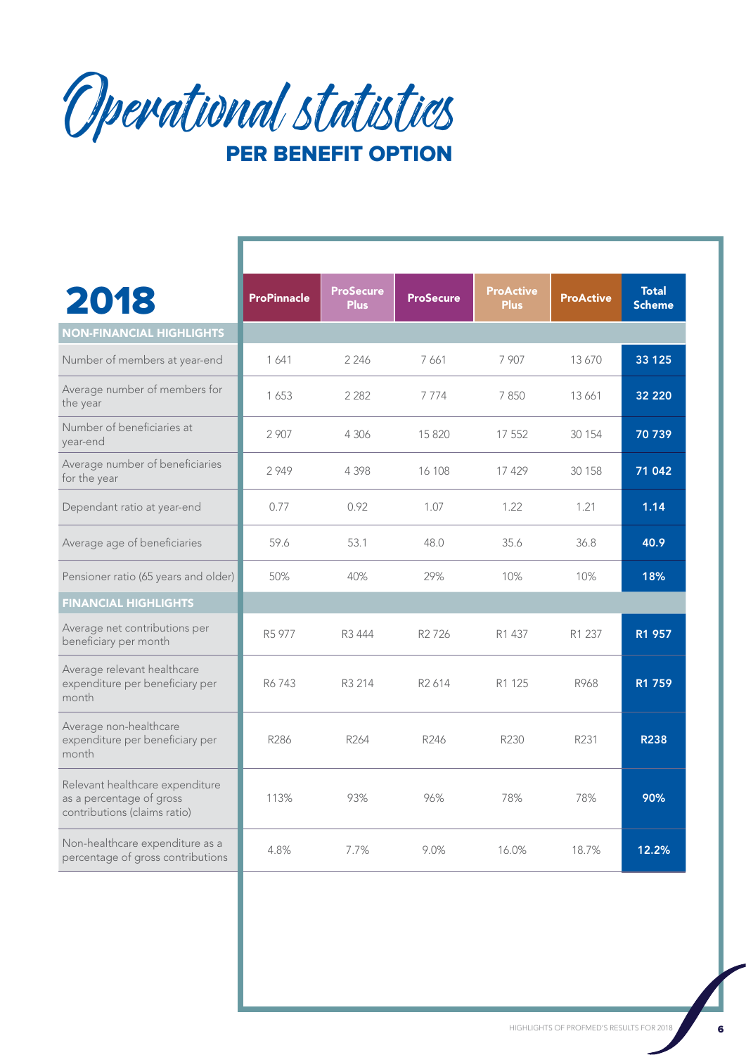# Operational statistics

## PER BENEFIT OPTION

| 2018 | ProPinnacle | ProSecure Plus | ProSecure | ProActive Plus | ProActive | Total Scheme |
|---|---|---|---|---|---|---|
| **NON-FINANCIAL HIGHLIGHTS** | | | | | | |
| Number of members at year-end | 1 641 | 2 246 | 7 661 | 7 907 | 13 670 | **33 125** |
| Average number of members for the year | 1 653 | 2 282 | 7 774 | 7 850 | 13 661 | **32 220** |
| Number of beneficiaries at year-end | 2 907 | 4 306 | 15 820 | 17 552 | 30 154 | **70 739** |
| Average number of beneficiaries for the year | 2 949 | 4 398 | 16 108 | 17 429 | 30 158 | **71 042** |
| Dependant ratio at year-end | 0.77 | 0.92 | 1.07 | 1.22 | 1.21 | **1.14** |
| Average age of beneficiaries | 59.6 | 53.1 | 48.0 | 35.6 | 36.8 | **40.9** |
| Pensioner ratio (65 years and older) | 50% | 40% | 29% | 10% | 10% | **18%** |
| **FINANCIAL HIGHLIGHTS** | | | | | | |
| Average net contributions per beneficiary per month | R5 977 | R3 444 | R2 726 | R1 437 | R1 237 | **R1 957** |
| Average relevant healthcare expenditure per beneficiary per month | R6 743 | R3 214 | R2 614 | R1 125 | R968 | **R1 759** |
| Average non-healthcare expenditure per beneficiary per month | R286 | R264 | R246 | R230 | R231 | **R238** |
| Relevant healthcare expenditure as a percentage of gross contributions (claims ratio) | 113% | 93% | 96% | 78% | 78% | **90%** |
| Non-healthcare expenditure as a percentage of gross contributions | 4.8% | 7.7% | 9.0% | 16.0% | 18.7% | **12.2%** |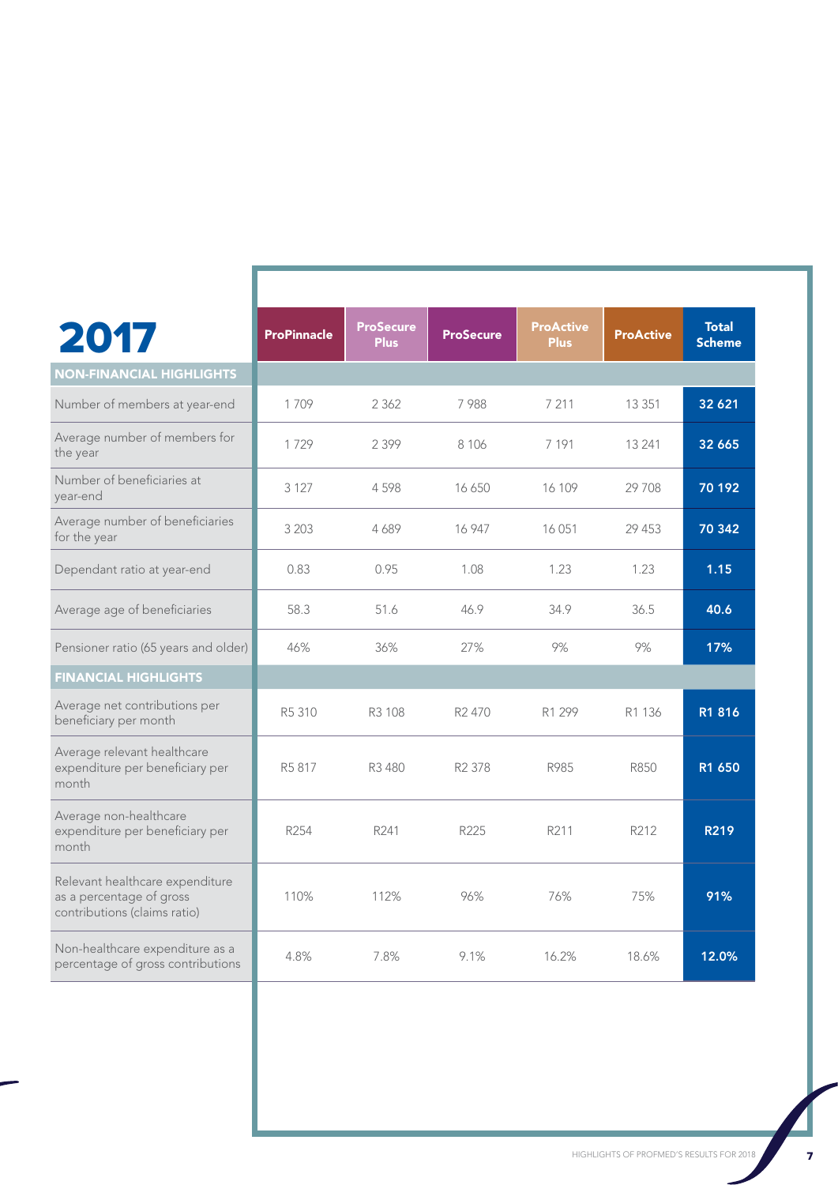# 2017

| | ProPinnacle | ProSecure Plus | ProSecure | ProActive Plus | ProActive | Total Scheme |
|---|---|---|---|---|---|---|
| **NON-FINANCIAL HIGHLIGHTS** | | | | | | |
| Number of members at year-end | 1 709 | 2 362 | 7 988 | 7 211 | 13 351 | **32 621** |
| Average number of members for the year | 1 729 | 2 399 | 8 106 | 7 191 | 13 241 | **32 665** |
| Number of beneficiaries at year-end | 3 127 | 4 598 | 16 650 | 16 109 | 29 708 | **70 192** |
| Average number of beneficiaries for the year | 3 203 | 4 689 | 16 947 | 16 051 | 29 453 | **70 342** |
| Dependant ratio at year-end | 0.83 | 0.95 | 1.08 | 1.23 | 1.23 | **1.15** |
| Average age of beneficiaries | 58.3 | 51.6 | 46.9 | 34.9 | 36.5 | **40.6** |
| Pensioner ratio (65 years and older) | 46% | 36% | 27% | 9% | 9% | **17%** |
| **FINANCIAL HIGHLIGHTS** | | | | | | |
| Average net contributions per beneficiary per month | R5 310 | R3 108 | R2 470 | R1 299 | R1 136 | **R1 816** |
| Average relevant healthcare expenditure per beneficiary per month | R5 817 | R3 480 | R2 378 | R985 | R850 | **R1 650** |
| Average non-healthcare expenditure per beneficiary per month | R254 | R241 | R225 | R211 | R212 | **R219** |
| Relevant healthcare expenditure as a percentage of gross contributions (claims ratio) | 110% | 112% | 96% | 76% | 75% | **91%** |
| Non-healthcare expenditure as a percentage of gross contributions | 4.8% | 7.8% | 9.1% | 16.2% | 18.6% | **12.0%** |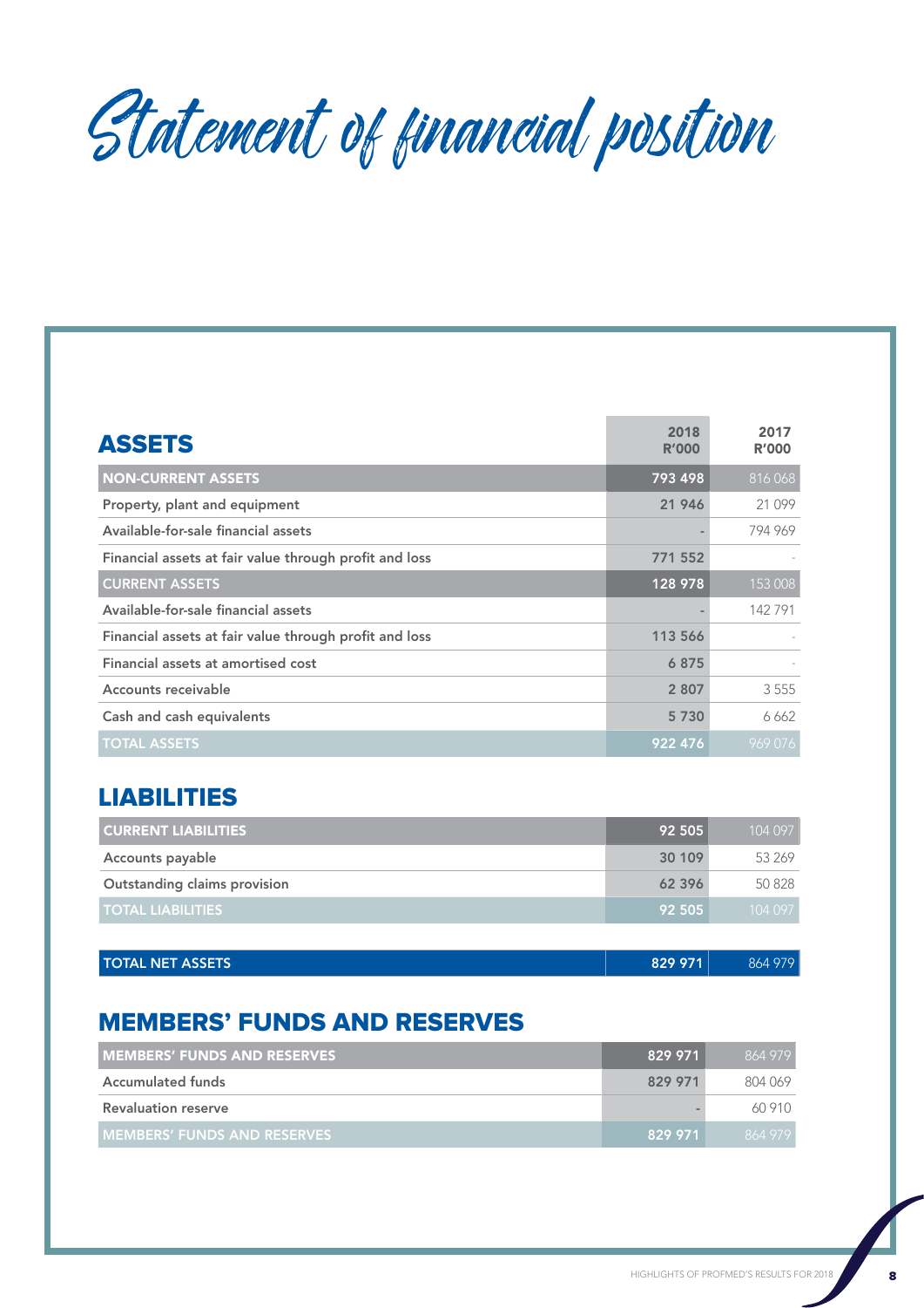# Statement of financial position

| ASSETS | 2018 R'000 | 2017 R'000 |
|---|---|---|
| **NON-CURRENT ASSETS** | **793 498** | 816 068 |
| Property, plant and equipment | 21 946 | 21 099 |
| Available-for-sale financial assets | - | 794 969 |
| Financial assets at fair value through profit and loss | 771 552 | - |
| **CURRENT ASSETS** | **128 978** | 153 008 |
| Available-for-sale financial assets | - | 142 791 |
| Financial assets at fair value through profit and loss | 113 566 | - |
| Financial assets at amortised cost | 6 875 | - |
| Accounts receivable | 2 807 | 3 555 |
| Cash and cash equivalents | 5 730 | 6 662 |
| **TOTAL ASSETS** | **922 476** | 969 076 |

## LIABILITIES

| | 2018 R'000 | 2017 R'000 |
|---|---|---|
| **CURRENT LIABILITIES** | **92 505** | 104 097 |
| Accounts payable | 30 109 | 53 269 |
| Outstanding claims provision | 62 396 | 50 828 |
| **TOTAL LIABILITIES** | **92 505** | 104 097 |

| | 2018 R'000 | 2017 R'000 |
|---|---|---|
| **TOTAL NET ASSETS** | **829 971** | 864 979 |

## MEMBERS' FUNDS AND RESERVES

| | 2018 R'000 | 2017 R'000 |
|---|---|---|
| **MEMBERS' FUNDS AND RESERVES** | **829 971** | 864 979 |
| Accumulated funds | 829 971 | 804 069 |
| Revaluation reserve | - | 60 910 |
| **MEMBERS' FUNDS AND RESERVES** | **829 971** | 864 979 |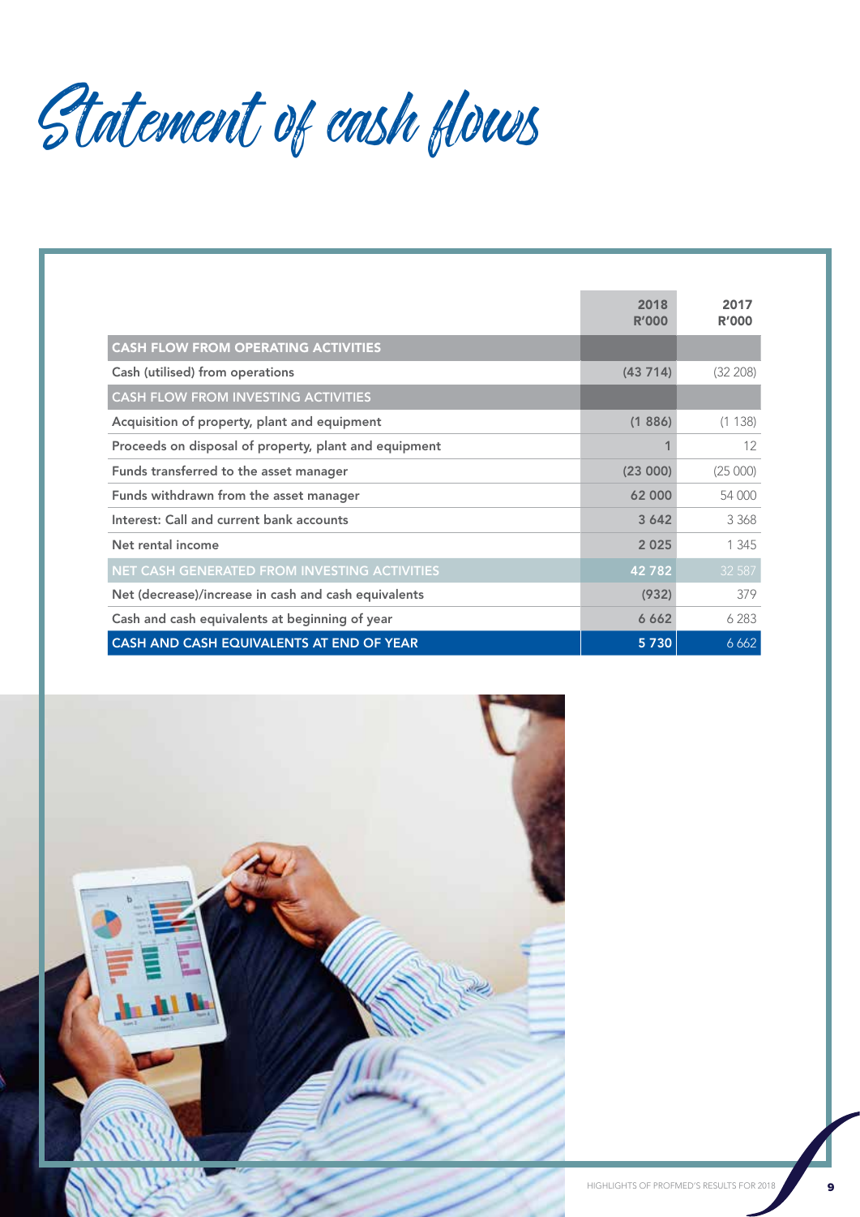# Statement of cash flows

| | 2018 R'000 | 2017 R'000 |
|---|---|---|
| **CASH FLOW FROM OPERATING ACTIVITIES** | | |
| Cash (utilised) from operations | **(43 714)** | (32 208) |
| **CASH FLOW FROM INVESTING ACTIVITIES** | | |
| Acquisition of property, plant and equipment | **(1 886)** | (1 138) |
| Proceeds on disposal of property, plant and equipment | **1** | 12 |
| Funds transferred to the asset manager | **(23 000)** | (25 000) |
| Funds withdrawn from the asset manager | **62 000** | 54 000 |
| Interest: Call and current bank accounts | **3 642** | 3 368 |
| Net rental income | **2 025** | 1 345 |
| **NET CASH GENERATED FROM INVESTING ACTIVITIES** | **42 782** | 32 587 |
| Net (decrease)/increase in cash and cash equivalents | **(932)** | 379 |
| Cash and cash equivalents at beginning of year | **6 662** | 6 283 |
| **CASH AND CASH EQUIVALENTS AT END OF YEAR** | **5 730** | 6 662 |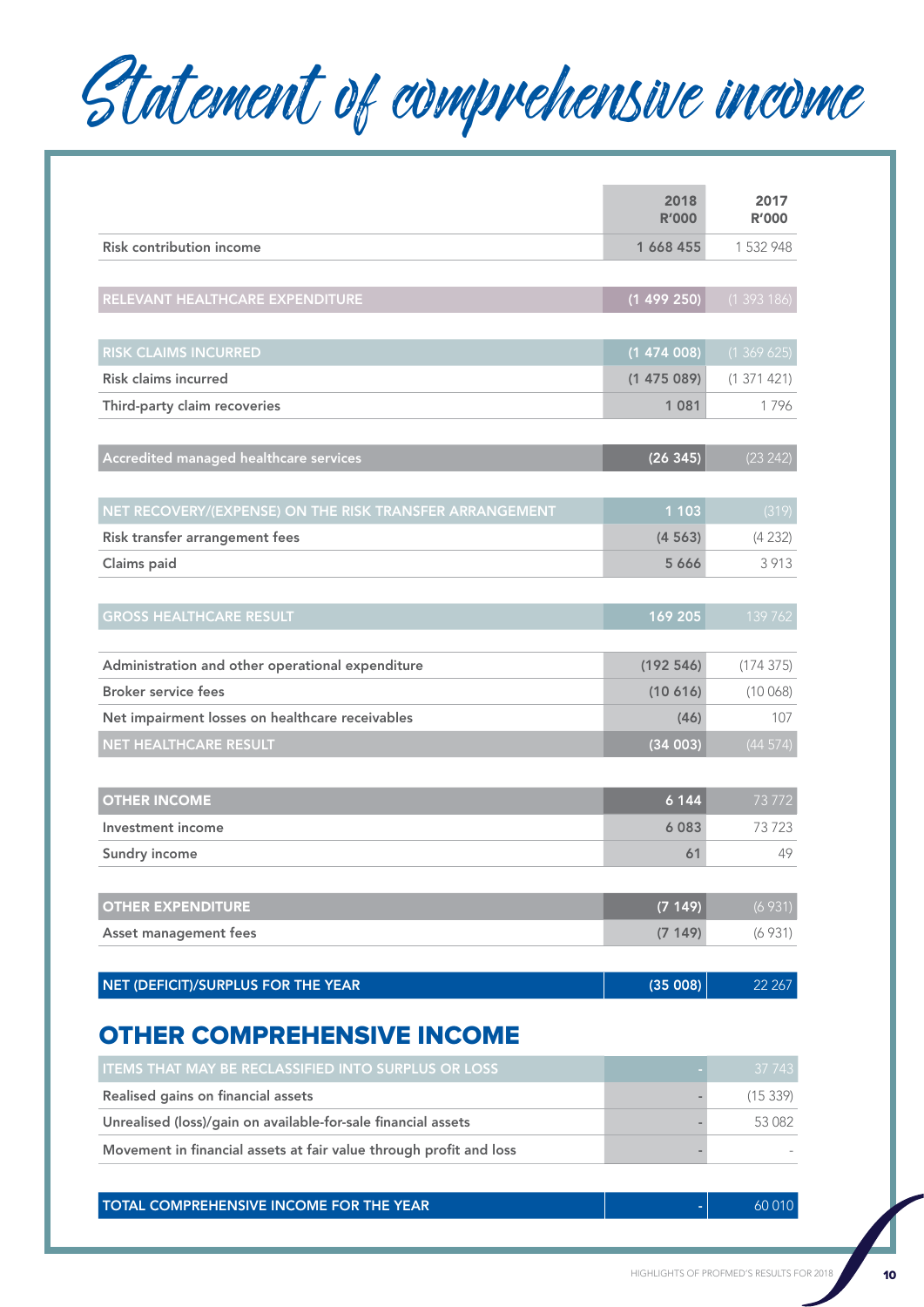# Statement of comprehensive income

| | 2018 R'000 | 2017 R'000 |
|---|---|---|
| Risk contribution income | 1 668 455 | 1 532 948 |
| | | |
| RELEVANT HEALTHCARE EXPENDITURE | (1 499 250) | (1 393 186) |
| | | |
| RISK CLAIMS INCURRED | (1 474 008) | (1 369 625) |
| Risk claims incurred | (1 475 089) | (1 371 421) |
| Third-party claim recoveries | 1 081 | 1 796 |
| | | |
| Accredited managed healthcare services | (26 345) | (23 242) |
| | | |
| NET RECOVERY/(EXPENSE) ON THE RISK TRANSFER ARRANGEMENT | 1 103 | (319) |
| Risk transfer arrangement fees | (4 563) | (4 232) |
| Claims paid | 5 666 | 3 913 |
| | | |
| GROSS HEALTHCARE RESULT | 169 205 | 139 762 |
| | | |
| Administration and other operational expenditure | (192 546) | (174 375) |
| Broker service fees | (10 616) | (10 068) |
| Net impairment losses on healthcare receivables | (46) | 107 |
| NET HEALTHCARE RESULT | (34 003) | (44 574) |
| | | |
| OTHER INCOME | 6 144 | 73 772 |
| Investment income | 6 083 | 73 723 |
| Sundry income | 61 | 49 |
| | | |
| OTHER EXPENDITURE | (7 149) | (6 931) |
| Asset management fees | (7 149) | (6 931) |
| | | |
| NET (DEFICIT)/SURPLUS FOR THE YEAR | (35 008) | 22 267 |

## OTHER COMPREHENSIVE INCOME

| | 2018 R'000 | 2017 R'000 |
|---|---|---|
| ITEMS THAT MAY BE RECLASSIFIED INTO SURPLUS OR LOSS | - | 37 743 |
| Realised gains on financial assets | - | (15 339) |
| Unrealised (loss)/gain on available-for-sale financial assets | - | 53 082 |
| Movement in financial assets at fair value through profit and loss | - | - |
| | | |
| TOTAL COMPREHENSIVE INCOME FOR THE YEAR | - | 60 010 |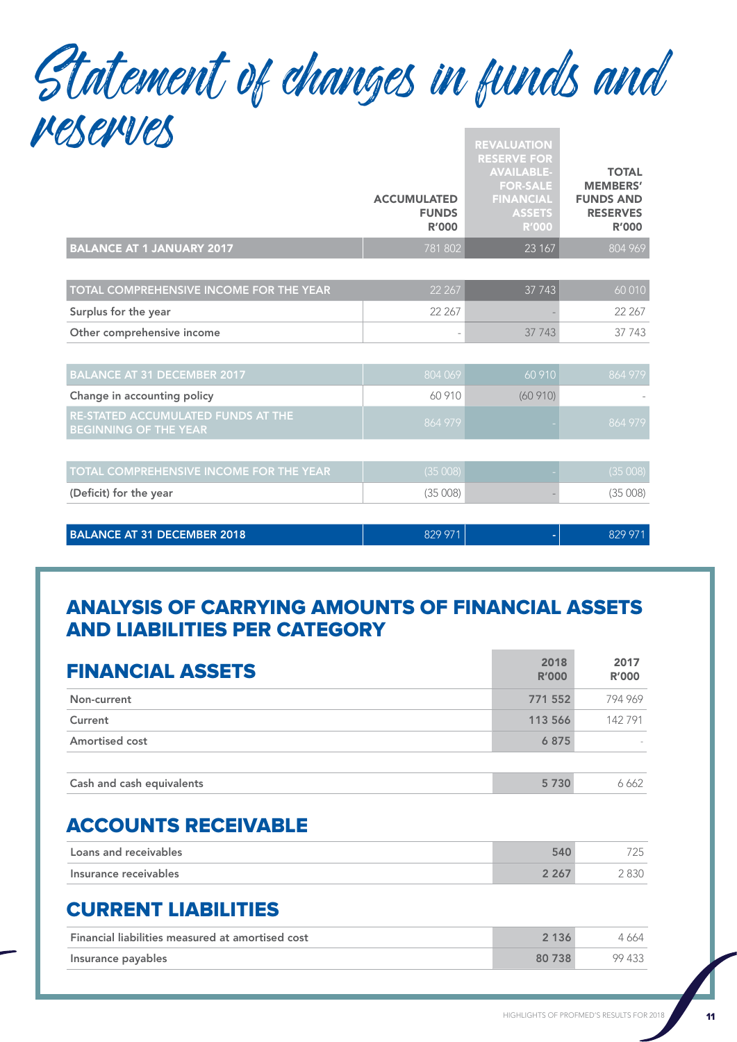# Statement of changes in funds and reserves

| | ACCUMULATED FUNDS R'000 | REVALUATION RESERVE FOR AVAILABLE-FOR-SALE FINANCIAL ASSETS R'000 | TOTAL MEMBERS' FUNDS AND RESERVES R'000 |
|---|---|---|---|
| **BALANCE AT 1 JANUARY 2017** | 781 802 | 23 167 | 804 969 |
| TOTAL COMPREHENSIVE INCOME FOR THE YEAR | 22 267 | 37 743 | 60 010 |
| Surplus for the year | 22 267 | - | 22 267 |
| Other comprehensive income | - | 37 743 | 37 743 |
| BALANCE AT 31 DECEMBER 2017 | 804 069 | 60 910 | 864 979 |
| Change in accounting policy | 60 910 | (60 910) | - |
| RE-STATED ACCUMULATED FUNDS AT THE BEGINNING OF THE YEAR | 864 979 | - | 864 979 |
| TOTAL COMPREHENSIVE INCOME FOR THE YEAR | (35 008) | - | (35 008) |
| (Deficit) for the year | (35 008) | - | (35 008) |
| **BALANCE AT 31 DECEMBER 2018** | 829 971 | - | 829 971 |

## ANALYSIS OF CARRYING AMOUNTS OF FINANCIAL ASSETS AND LIABILITIES PER CATEGORY

### FINANCIAL ASSETS

| | 2018 R'000 | 2017 R'000 |
|---|---|---|
| Non-current | 771 552 | 794 969 |
| Current | 113 566 | 142 791 |
| Amortised cost | 6 875 | - |
| Cash and cash equivalents | 5 730 | 6 662 |

### ACCOUNTS RECEIVABLE

| | 2018 R'000 | 2017 R'000 |
|---|---|---|
| Loans and receivables | 540 | 725 |
| Insurance receivables | 2 267 | 2 830 |

### CURRENT LIABILITIES

| | 2018 R'000 | 2017 R'000 |
|---|---|---|
| Financial liabilities measured at amortised cost | 2 136 | 4 664 |
| Insurance payables | 80 738 | 99 433 |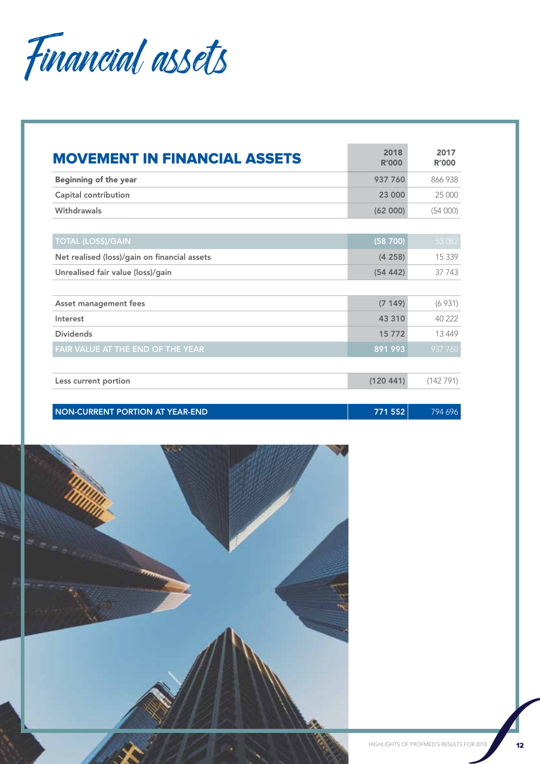# Financial assets

| MOVEMENT IN FINANCIAL ASSETS | 2018 R'000 | 2017 R'000 |
|---|---|---|
| Beginning of the year | 937 760 | 866 938 |
| Capital contribution | 23 000 | 25 000 |
| Withdrawals | (62 000) | (54 000) |
| | | |
| TOTAL (LOSS)/GAIN | (58 700) | 53 082 |
| Net realised (loss)/gain on financial assets | (4 258) | 15 339 |
| Unrealised fair value (loss)/gain | (54 442) | 37 743 |
| | | |
| Asset management fees | (7 149) | (6 931) |
| Interest | 43 310 | 40 222 |
| Dividends | 15 772 | 13 449 |
| FAIR VALUE AT THE END OF THE YEAR | 891 993 | 937 760 |
| | | |
| Less current portion | (120 441) | (142 791) |
| | | |
| NON-CURRENT PORTION AT YEAR-END | 771 552 | 794 696 |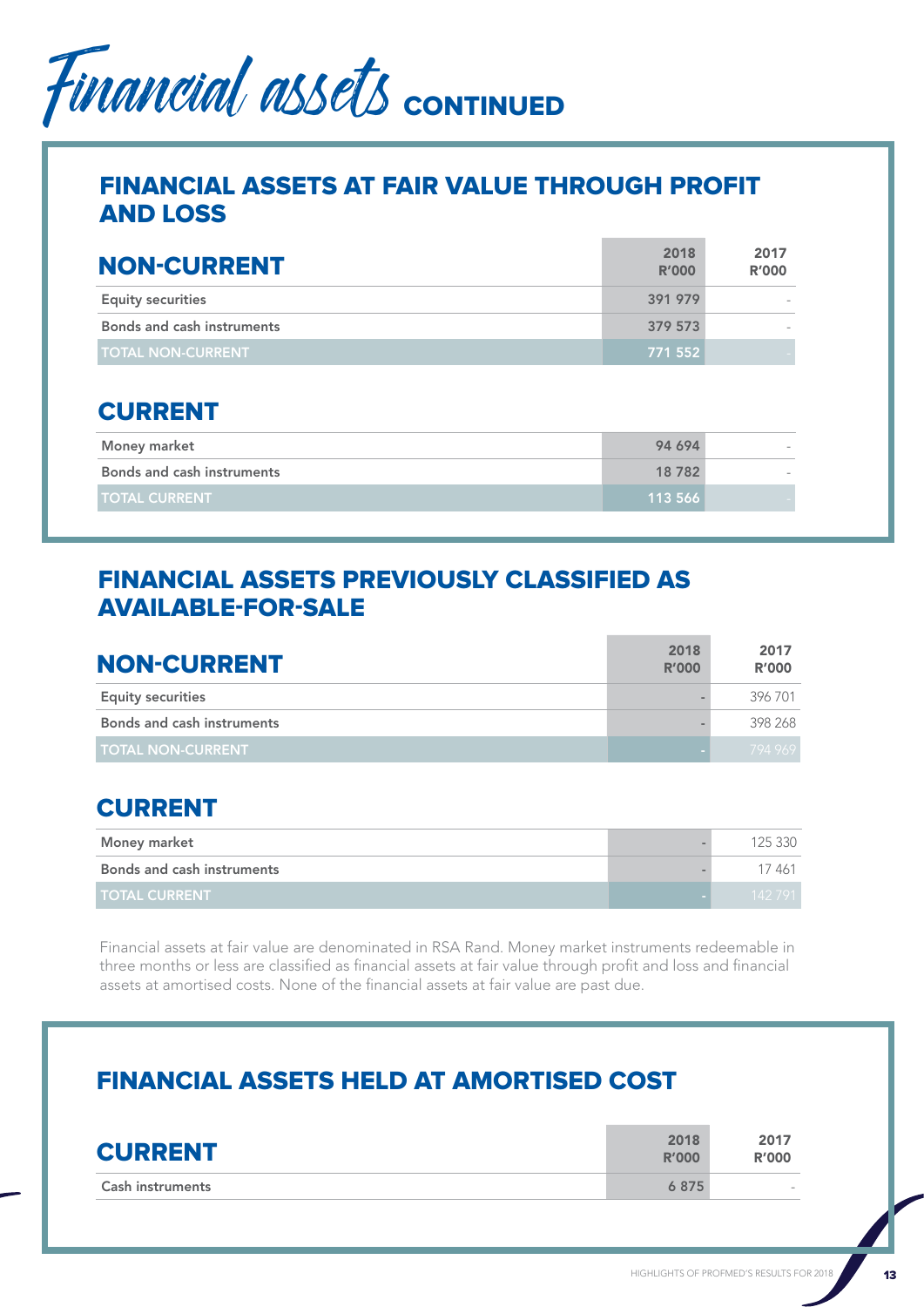# Financial assets CONTINUED

## FINANCIAL ASSETS AT FAIR VALUE THROUGH PROFIT AND LOSS

| NON-CURRENT | 2018 R'000 | 2017 R'000 |
|---|---|---|
| Equity securities | 391 979 | - |
| Bonds and cash instruments | 379 573 | - |
| TOTAL NON-CURRENT | 771 552 | - |

| CURRENT | 2018 R'000 | 2017 R'000 |
|---|---|---|
| Money market | 94 694 | - |
| Bonds and cash instruments | 18 782 | - |
| TOTAL CURRENT | 113 566 | - |

## FINANCIAL ASSETS PREVIOUSLY CLASSIFIED AS AVAILABLE-FOR-SALE

| NON-CURRENT | 2018 R'000 | 2017 R'000 |
|---|---|---|
| Equity securities | - | 396 701 |
| Bonds and cash instruments | - | 398 268 |
| TOTAL NON-CURRENT | - | 794 969 |

| CURRENT | 2018 R'000 | 2017 R'000 |
|---|---|---|
| Money market | - | 125 330 |
| Bonds and cash instruments | - | 17 461 |
| TOTAL CURRENT | - | 142 791 |

Financial assets at fair value are denominated in RSA Rand. Money market instruments redeemable in three months or less are classified as financial assets at fair value through profit and loss and financial assets at amortised costs. None of the financial assets at fair value are past due.

## FINANCIAL ASSETS HELD AT AMORTISED COST

| CURRENT | 2018 R'000 | 2017 R'000 |
|---|---|---|
| Cash instruments | 6 875 | - |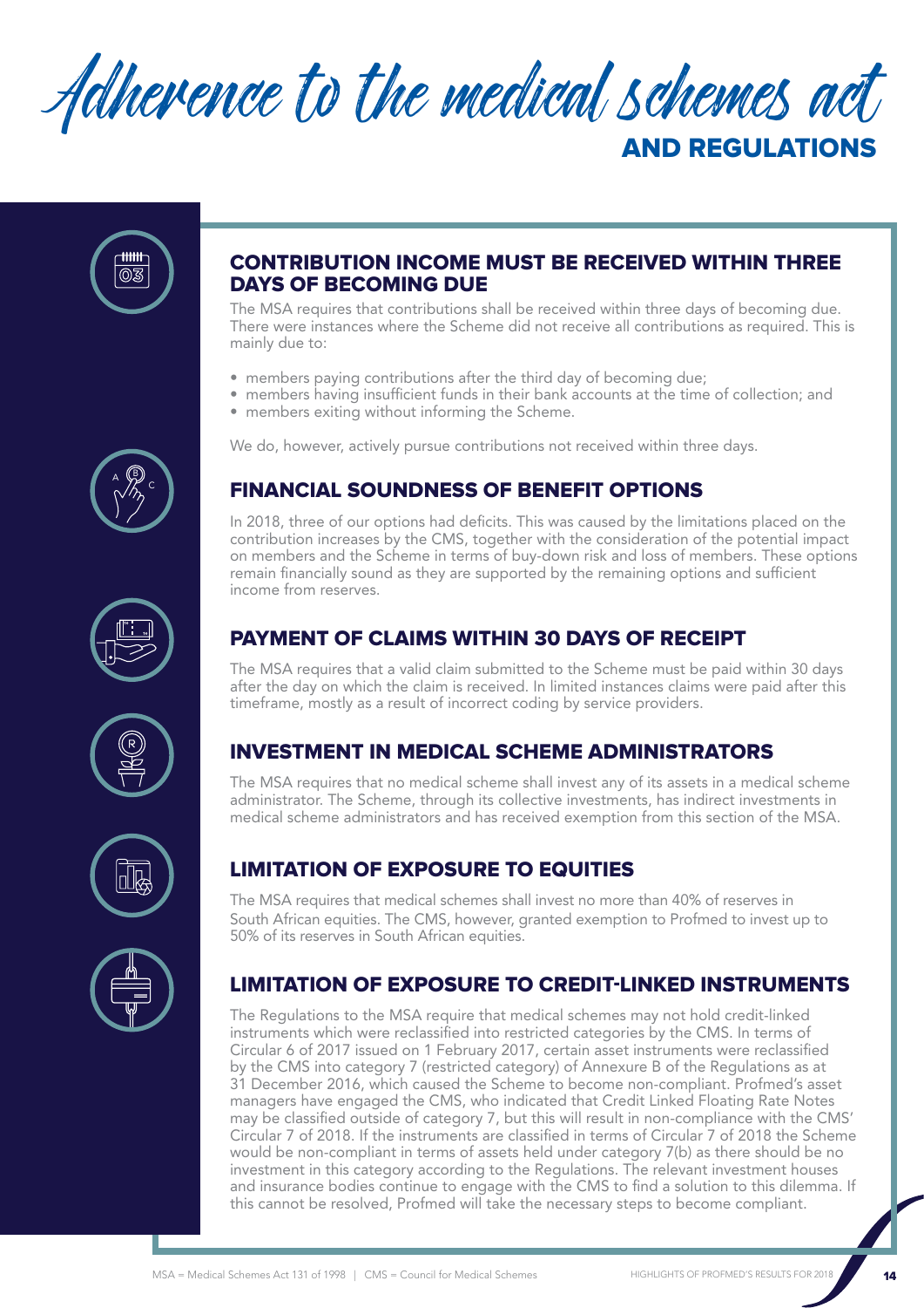# Adherence to the medical schemes act AND REGULATIONS

## CONTRIBUTION INCOME MUST BE RECEIVED WITHIN THREE DAYS OF BECOMING DUE

The MSA requires that contributions shall be received within three days of becoming due. There were instances where the Scheme did not receive all contributions as required. This is mainly due to:

- members paying contributions after the third day of becoming due;
- members having insufficient funds in their bank accounts at the time of collection; and
- members exiting without informing the Scheme.

We do, however, actively pursue contributions not received within three days.

## FINANCIAL SOUNDNESS OF BENEFIT OPTIONS

In 2018, three of our options had deficits. This was caused by the limitations placed on the contribution increases by the CMS, together with the consideration of the potential impact on members and the Scheme in terms of buy-down risk and loss of members. These options remain financially sound as they are supported by the remaining options and sufficient income from reserves.

## PAYMENT OF CLAIMS WITHIN 30 DAYS OF RECEIPT

The MSA requires that a valid claim submitted to the Scheme must be paid within 30 days after the day on which the claim is received. In limited instances claims were paid after this timeframe, mostly as a result of incorrect coding by service providers.

## INVESTMENT IN MEDICAL SCHEME ADMINISTRATORS

The MSA requires that no medical scheme shall invest any of its assets in a medical scheme administrator. The Scheme, through its collective investments, has indirect investments in medical scheme administrators and has received exemption from this section of the MSA.

## LIMITATION OF EXPOSURE TO EQUITIES

The MSA requires that medical schemes shall invest no more than 40% of reserves in South African equities. The CMS, however, granted exemption to Profmed to invest up to 50% of its reserves in South African equities.

## LIMITATION OF EXPOSURE TO CREDIT-LINKED INSTRUMENTS

The Regulations to the MSA require that medical schemes may not hold credit-linked instruments which were reclassified into restricted categories by the CMS. In terms of Circular 6 of 2017 issued on 1 February 2017, certain asset instruments were reclassified by the CMS into category 7 (restricted category) of Annexure B of the Regulations as at 31 December 2016, which caused the Scheme to become non-compliant. Profmed's asset managers have engaged the CMS, who indicated that Credit Linked Floating Rate Notes may be classified outside of category 7, but this will result in non-compliance with the CMS' Circular 7 of 2018. If the instruments are classified in terms of Circular 7 of 2018 the Scheme would be non-compliant in terms of assets held under category 7(b) as there should be no investment in this category according to the Regulations. The relevant investment houses and insurance bodies continue to engage with the CMS to find a solution to this dilemma. If this cannot be resolved, Profmed will take the necessary steps to become compliant.

MSA = Medical Schemes Act 131 of 1998 | CMS = Council for Medical Schemes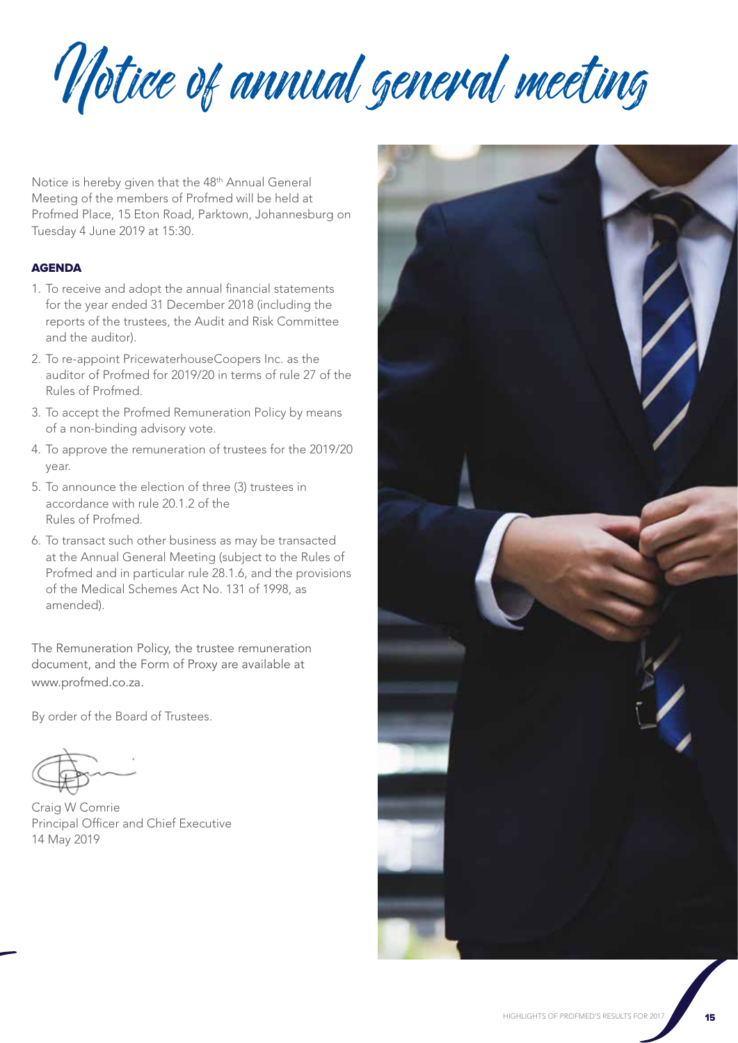# Notice of annual general meeting

Notice is hereby given that the 48th Annual General Meeting of the members of Profmed will be held at Profmed Place, 15 Eton Road, Parktown, Johannesburg on Tuesday 4 June 2019 at 15:30.

**AGENDA**

1. To receive and adopt the annual financial statements for the year ended 31 December 2018 (including the reports of the trustees, the Audit and Risk Committee and the auditor).
2. To re-appoint PricewaterhouseCoopers Inc. as the auditor of Profmed for 2019/20 in terms of rule 27 of the Rules of Profmed.
3. To accept the Profmed Remuneration Policy by means of a non-binding advisory vote.
4. To approve the remuneration of trustees for the 2019/20 year.
5. To announce the election of three (3) trustees in accordance with rule 20.1.2 of the Rules of Profmed.
6. To transact such other business as may be transacted at the Annual General Meeting (subject to the Rules of Profmed and in particular rule 28.1.6, and the provisions of the Medical Schemes Act No. 131 of 1998, as amended).

The Remuneration Policy, the trustee remuneration document, and the Form of Proxy are available at www.profmed.co.za.

By order of the Board of Trustees.

Craig W Comrie
Principal Officer and Chief Executive
14 May 2019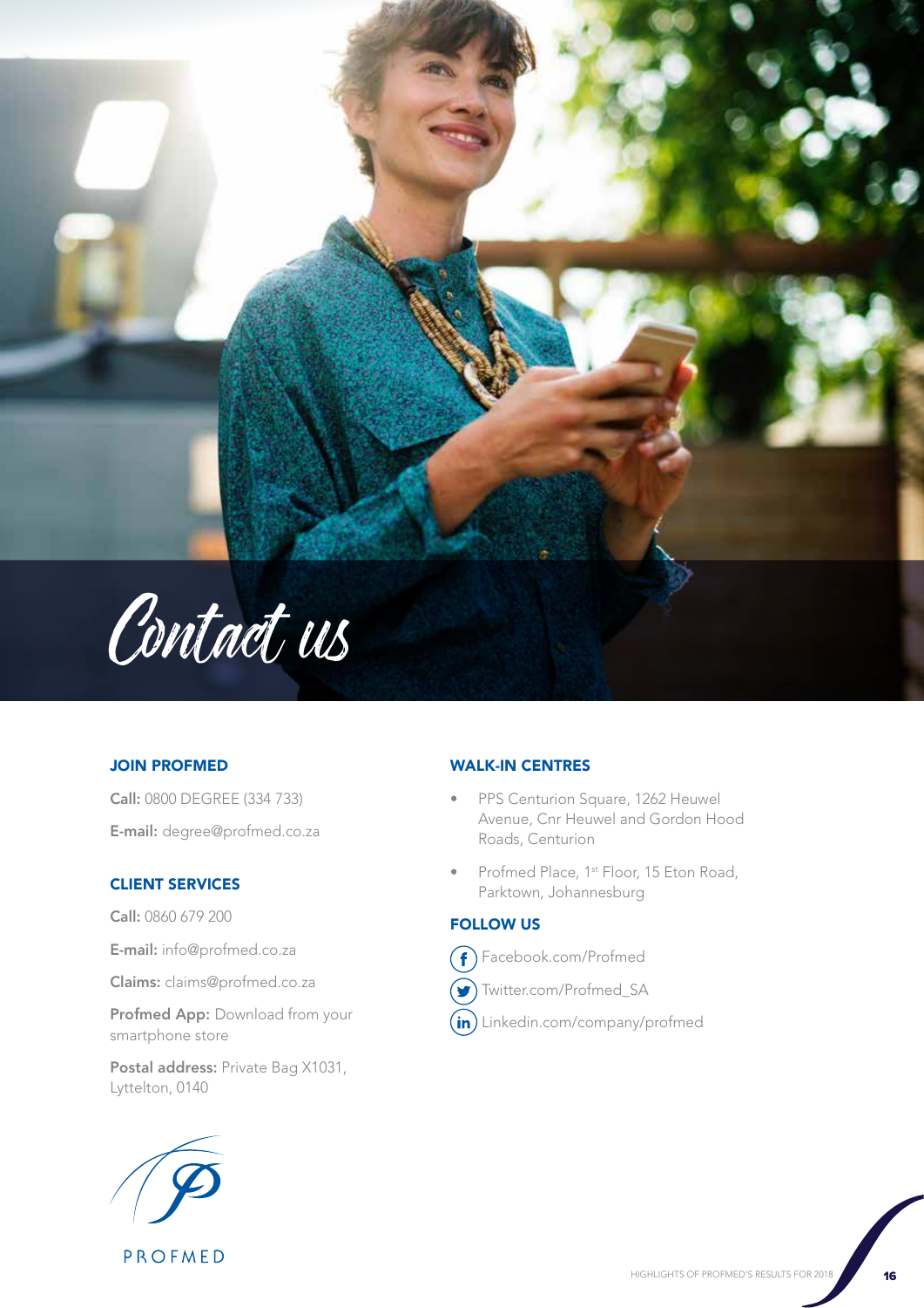# Contact us

## JOIN PROFMED

**Call:** 0800 DEGREE (334 733)

**E-mail:** degree@profmed.co.za

## CLIENT SERVICES

**Call:** 0860 679 200

**E-mail:** info@profmed.co.za

**Claims:** claims@profmed.co.za

**Profmed App:** Download from your smartphone store

**Postal address:** Private Bag X1031, Lyttelton, 0140

## WALK-IN CENTRES

- PPS Centurion Square, 1262 Heuwel Avenue, Cnr Heuwel and Gordon Hood Roads, Centurion
- Profmed Place, 1st Floor, 15 Eton Road, Parktown, Johannesburg

## FOLLOW US

Facebook.com/Profmed

Twitter.com/Profmed_SA

Linkedin.com/company/profmed

PROFMED